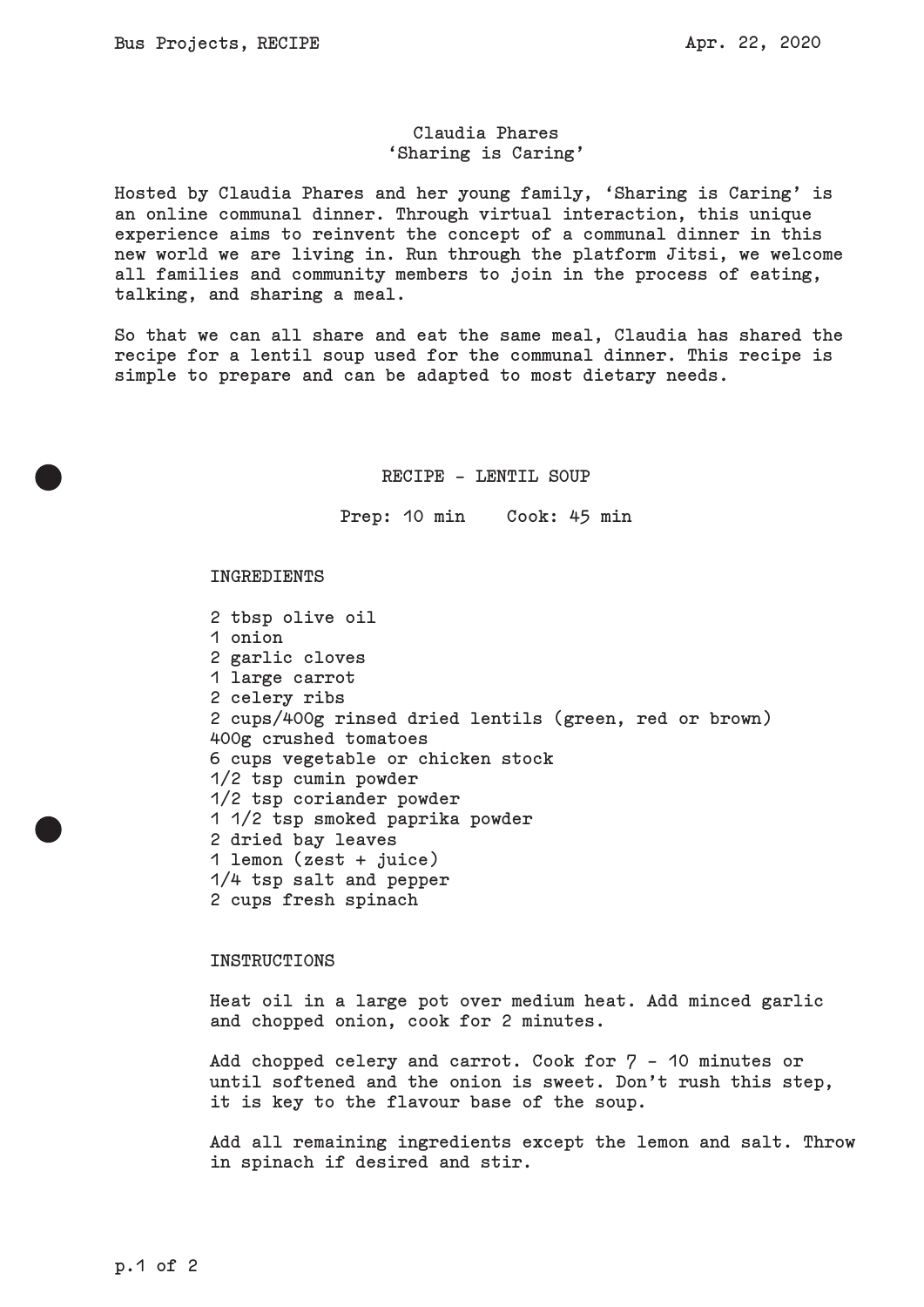# Claudia Phares
## 'Sharing is Caring'

Hosted by Claudia Phares and her young family, 'Sharing is Caring' is an online communal dinner. Through virtual interaction, this unique experience aims to reinvent the concept of a communal dinner in this new world we are living in. Run through the platform Jitsi, we welcome all families and community members to join in the process of eating, talking, and sharing a meal.

So that we can all share and eat the same meal, Claudia has shared the recipe for a lentil soup used for the communal dinner. This recipe is simple to prepare and can be adapted to most dietary needs.

## RECIPE - LENTIL SOUP

Prep: 10 min    Cook: 45 min

### INGREDIENTS

2 tbsp olive oil  
1 onion  
2 garlic cloves  
1 large carrot  
2 celery ribs  
2 cups/400g rinsed dried lentils (green, red or brown)  
400g crushed tomatoes  
6 cups vegetable or chicken stock  
1/2 tsp cumin powder  
1/2 tsp coriander powder  
1 1/2 tsp smoked paprika powder  
2 dried bay leaves  
1 lemon (zest + juice)  
1/4 tsp salt and pepper  
2 cups fresh spinach

### INSTRUCTIONS

Heat oil in a large pot over medium heat. Add minced garlic and chopped onion, cook for 2 minutes.

Add chopped celery and carrot. Cook for 7 - 10 minutes or until softened and the onion is sweet. Don't rush this step, it is key to the flavour base of the soup.

Add all remaining ingredients except the lemon and salt. Throw in spinach if desired and stir.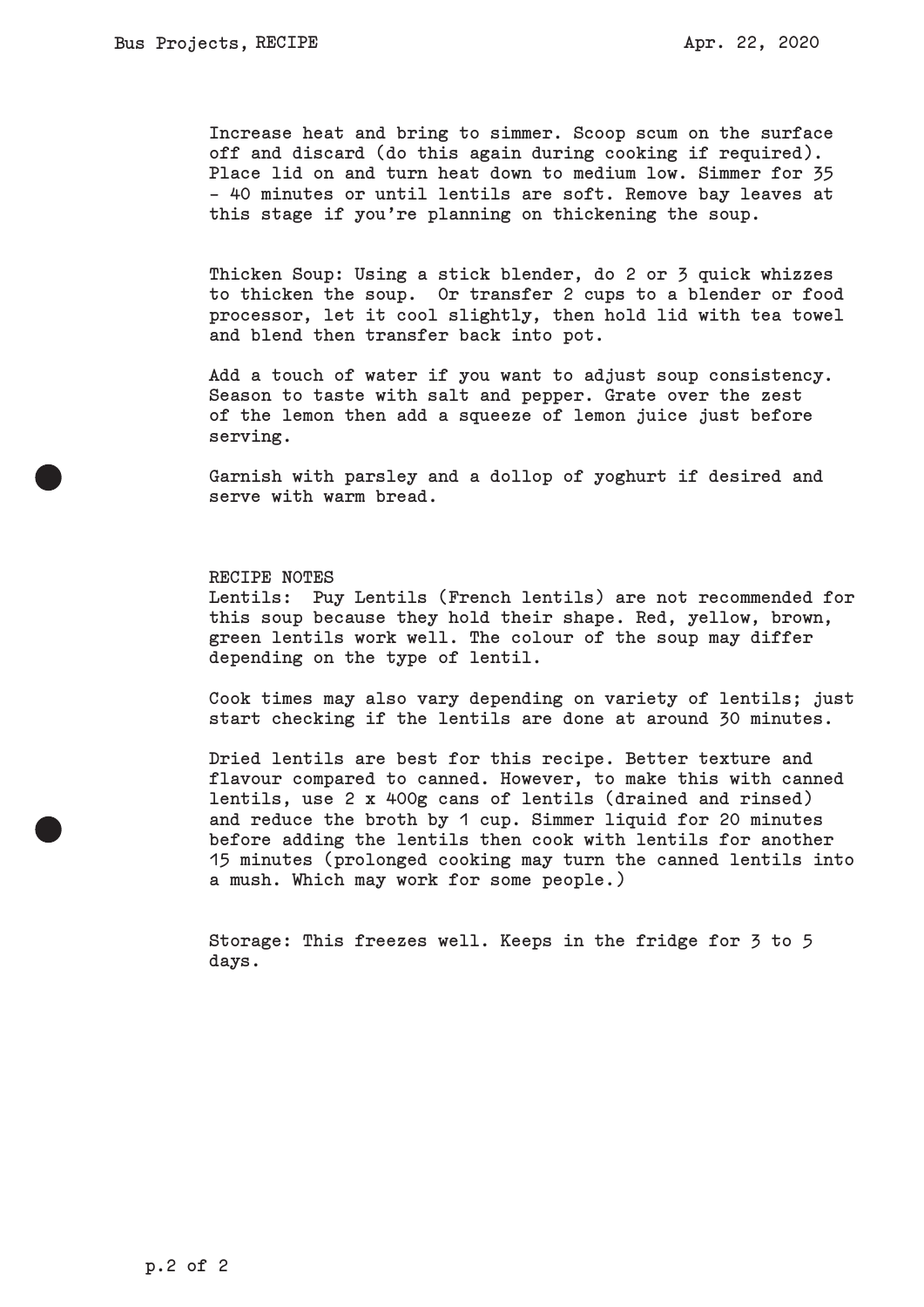Increase heat and bring to simmer. Scoop scum on the surface off and discard (do this again during cooking if required). Place lid on and turn heat down to medium low. Simmer for 35 - 40 minutes or until lentils are soft. Remove bay leaves at this stage if you're planning on thickening the soup.

Thicken Soup: Using a stick blender, do 2 or 3 quick whizzes to thicken the soup. Or transfer 2 cups to a blender or food processor, let it cool slightly, then hold lid with tea towel and blend then transfer back into pot.

Add a touch of water if you want to adjust soup consistency. Season to taste with salt and pepper. Grate over the zest of the lemon then add a squeeze of lemon juice just before serving.

Garnish with parsley and a dollop of yoghurt if desired and serve with warm bread.

RECIPE NOTES

Lentils: Puy Lentils (French lentils) are not recommended for this soup because they hold their shape. Red, yellow, brown, green lentils work well. The colour of the soup may differ depending on the type of lentil.

Cook times may also vary depending on variety of lentils; just start checking if the lentils are done at around 30 minutes.

Dried lentils are best for this recipe. Better texture and flavour compared to canned. However, to make this with canned lentils, use 2 x 400g cans of lentils (drained and rinsed) and reduce the broth by 1 cup. Simmer liquid for 20 minutes before adding the lentils then cook with lentils for another 15 minutes (prolonged cooking may turn the canned lentils into a mush. Which may work for some people.)

Storage: This freezes well. Keeps in the fridge for 3 to 5 days.